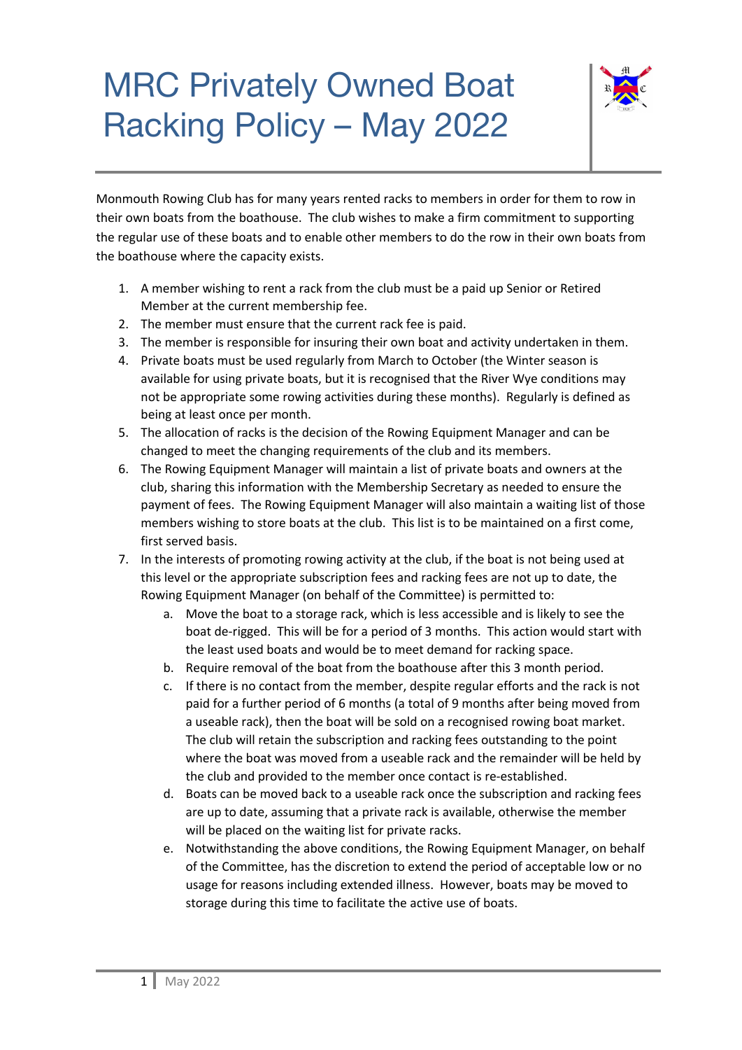# MRC Privately Owned Boat Racking Policy – May 2022

Monmouth Rowing Club has for many years rented racks to members in order for them to row in their own boats from the boathouse. The club wishes to make a firm commitment to supporting the regular use of these boats and to enable other members to do the row in their own boats from the boathouse where the capacity exists.

1. A member wishing to rent a rack from the club must be a paid up Senior or Retired Member at the current membership fee.
2. The member must ensure that the current rack fee is paid.
3. The member is responsible for insuring their own boat and activity undertaken in them.
4. Private boats must be used regularly from March to October (the Winter season is available for using private boats, but it is recognised that the River Wye conditions may not be appropriate some rowing activities during these months). Regularly is defined as being at least once per month.
5. The allocation of racks is the decision of the Rowing Equipment Manager and can be changed to meet the changing requirements of the club and its members.
6. The Rowing Equipment Manager will maintain a list of private boats and owners at the club, sharing this information with the Membership Secretary as needed to ensure the payment of fees. The Rowing Equipment Manager will also maintain a waiting list of those members wishing to store boats at the club. This list is to be maintained on a first come, first served basis.
7. In the interests of promoting rowing activity at the club, if the boat is not being used at this level or the appropriate subscription fees and racking fees are not up to date, the Rowing Equipment Manager (on behalf of the Committee) is permitted to:
   a. Move the boat to a storage rack, which is less accessible and is likely to see the boat de-rigged. This will be for a period of 3 months. This action would start with the least used boats and would be to meet demand for racking space.
   b. Require removal of the boat from the boathouse after this 3 month period.
   c. If there is no contact from the member, despite regular efforts and the rack is not paid for a further period of 6 months (a total of 9 months after being moved from a useable rack), then the boat will be sold on a recognised rowing boat market. The club will retain the subscription and racking fees outstanding to the point where the boat was moved from a useable rack and the remainder will be held by the club and provided to the member once contact is re-established.
   d. Boats can be moved back to a useable rack once the subscription and racking fees are up to date, assuming that a private rack is available, otherwise the member will be placed on the waiting list for private racks.
   e. Notwithstanding the above conditions, the Rowing Equipment Manager, on behalf of the Committee, has the discretion to extend the period of acceptable low or no usage for reasons including extended illness. However, boats may be moved to storage during this time to facilitate the active use of boats.